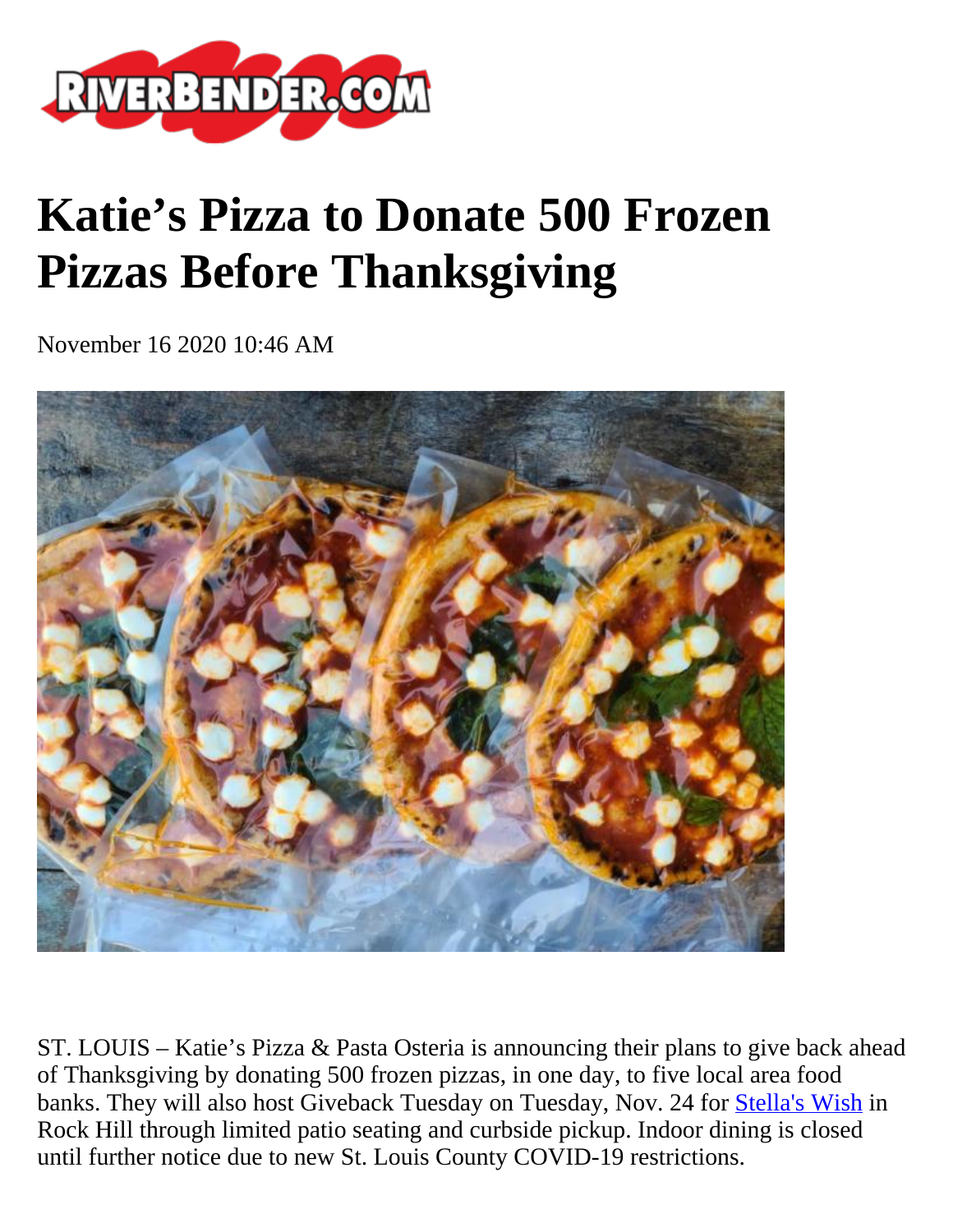# Katie's Pizza to Donate 500 Frozen Pizzas Before Thanksgiving

November 16 2020 10:46 AM

ST. LOUIS – Katie's Pizza & Pasta Osteria is announcing their plans to give back ahead of Thanksgiving by donating 500 frozen pizzas, in one day, to five local area food banks. They will also host Giveback Tuesday on Tuesday, Nov. 24 for Stella's Wish in Rock Hill through limited patio seating and curbside pickup. Indoor dining is closed until further notice due to new St. Louis County COVID-19 restrictions.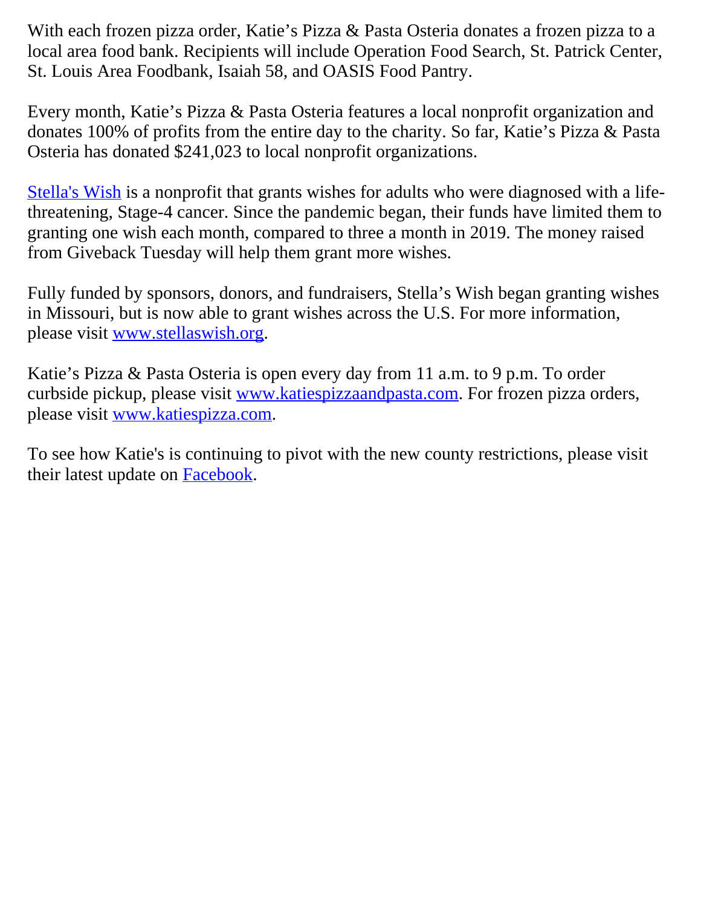With each frozen pizza order, Katie's Pizza & Pasta Osteria donates a frozen pizza to a local area food bank. Recipients will include Operation Food Search, St. Patrick Center, St. Louis Area Foodbank, Isaiah 58, and OASIS Food Pantry.

Every month, Katie's Pizza & Pasta Osteria features a local nonprofit organization and donates 100% of profits from the entire day to the charity. So far, Katie's Pizza & Pasta Osteria has donated $241,023 to local nonprofit organizations.

Stella's Wish is a nonprofit that grants wishes for adults who were diagnosed with a life-threatening, Stage-4 cancer. Since the pandemic began, their funds have limited them to granting one wish each month, compared to three a month in 2019. The money raised from Giveback Tuesday will help them grant more wishes.

Fully funded by sponsors, donors, and fundraisers, Stella's Wish began granting wishes in Missouri, but is now able to grant wishes across the U.S. For more information, please visit www.stellaswish.org.

Katie's Pizza & Pasta Osteria is open every day from 11 a.m. to 9 p.m. To order curbside pickup, please visit www.katiespizzaandpasta.com. For frozen pizza orders, please visit www.katiespizza.com.

To see how Katie's is continuing to pivot with the new county restrictions, please visit their latest update on Facebook.